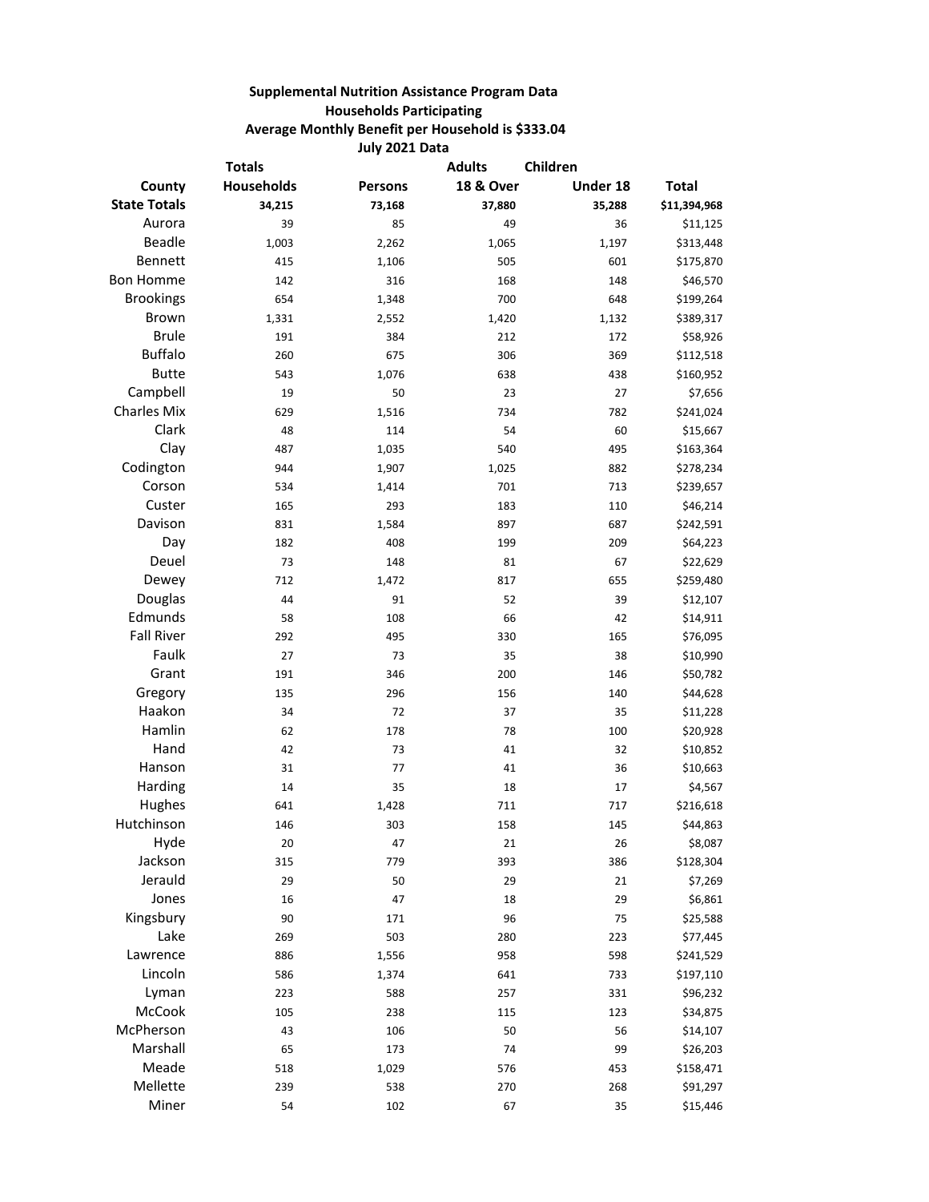**Supplemental Nutrition Assistance Program Data**

**Households Participating**

**Average Monthly Benefit per Household is $333.04**

**July 2021 Data**

| County | Totals Households | Persons | Adults 18 & Over | Children Under 18 | Total |
|---|---|---|---|---|---|
| **State Totals** | **34,215** | **73,168** | **37,880** | **35,288** | **$11,394,968** |
| Aurora | 39 | 85 | 49 | 36 | $11,125 |
| Beadle | 1,003 | 2,262 | 1,065 | 1,197 | $313,448 |
| Bennett | 415 | 1,106 | 505 | 601 | $175,870 |
| Bon Homme | 142 | 316 | 168 | 148 | $46,570 |
| Brookings | 654 | 1,348 | 700 | 648 | $199,264 |
| Brown | 1,331 | 2,552 | 1,420 | 1,132 | $389,317 |
| Brule | 191 | 384 | 212 | 172 | $58,926 |
| Buffalo | 260 | 675 | 306 | 369 | $112,518 |
| Butte | 543 | 1,076 | 638 | 438 | $160,952 |
| Campbell | 19 | 50 | 23 | 27 | $7,656 |
| Charles Mix | 629 | 1,516 | 734 | 782 | $241,024 |
| Clark | 48 | 114 | 54 | 60 | $15,667 |
| Clay | 487 | 1,035 | 540 | 495 | $163,364 |
| Codington | 944 | 1,907 | 1,025 | 882 | $278,234 |
| Corson | 534 | 1,414 | 701 | 713 | $239,657 |
| Custer | 165 | 293 | 183 | 110 | $46,214 |
| Davison | 831 | 1,584 | 897 | 687 | $242,591 |
| Day | 182 | 408 | 199 | 209 | $64,223 |
| Deuel | 73 | 148 | 81 | 67 | $22,629 |
| Dewey | 712 | 1,472 | 817 | 655 | $259,480 |
| Douglas | 44 | 91 | 52 | 39 | $12,107 |
| Edmunds | 58 | 108 | 66 | 42 | $14,911 |
| Fall River | 292 | 495 | 330 | 165 | $76,095 |
| Faulk | 27 | 73 | 35 | 38 | $10,990 |
| Grant | 191 | 346 | 200 | 146 | $50,782 |
| Gregory | 135 | 296 | 156 | 140 | $44,628 |
| Haakon | 34 | 72 | 37 | 35 | $11,228 |
| Hamlin | 62 | 178 | 78 | 100 | $20,928 |
| Hand | 42 | 73 | 41 | 32 | $10,852 |
| Hanson | 31 | 77 | 41 | 36 | $10,663 |
| Harding | 14 | 35 | 18 | 17 | $4,567 |
| Hughes | 641 | 1,428 | 711 | 717 | $216,618 |
| Hutchinson | 146 | 303 | 158 | 145 | $44,863 |
| Hyde | 20 | 47 | 21 | 26 | $8,087 |
| Jackson | 315 | 779 | 393 | 386 | $128,304 |
| Jerauld | 29 | 50 | 29 | 21 | $7,269 |
| Jones | 16 | 47 | 18 | 29 | $6,861 |
| Kingsbury | 90 | 171 | 96 | 75 | $25,588 |
| Lake | 269 | 503 | 280 | 223 | $77,445 |
| Lawrence | 886 | 1,556 | 958 | 598 | $241,529 |
| Lincoln | 586 | 1,374 | 641 | 733 | $197,110 |
| Lyman | 223 | 588 | 257 | 331 | $96,232 |
| McCook | 105 | 238 | 115 | 123 | $34,875 |
| McPherson | 43 | 106 | 50 | 56 | $14,107 |
| Marshall | 65 | 173 | 74 | 99 | $26,203 |
| Meade | 518 | 1,029 | 576 | 453 | $158,471 |
| Mellette | 239 | 538 | 270 | 268 | $91,297 |
| Miner | 54 | 102 | 67 | 35 | $15,446 |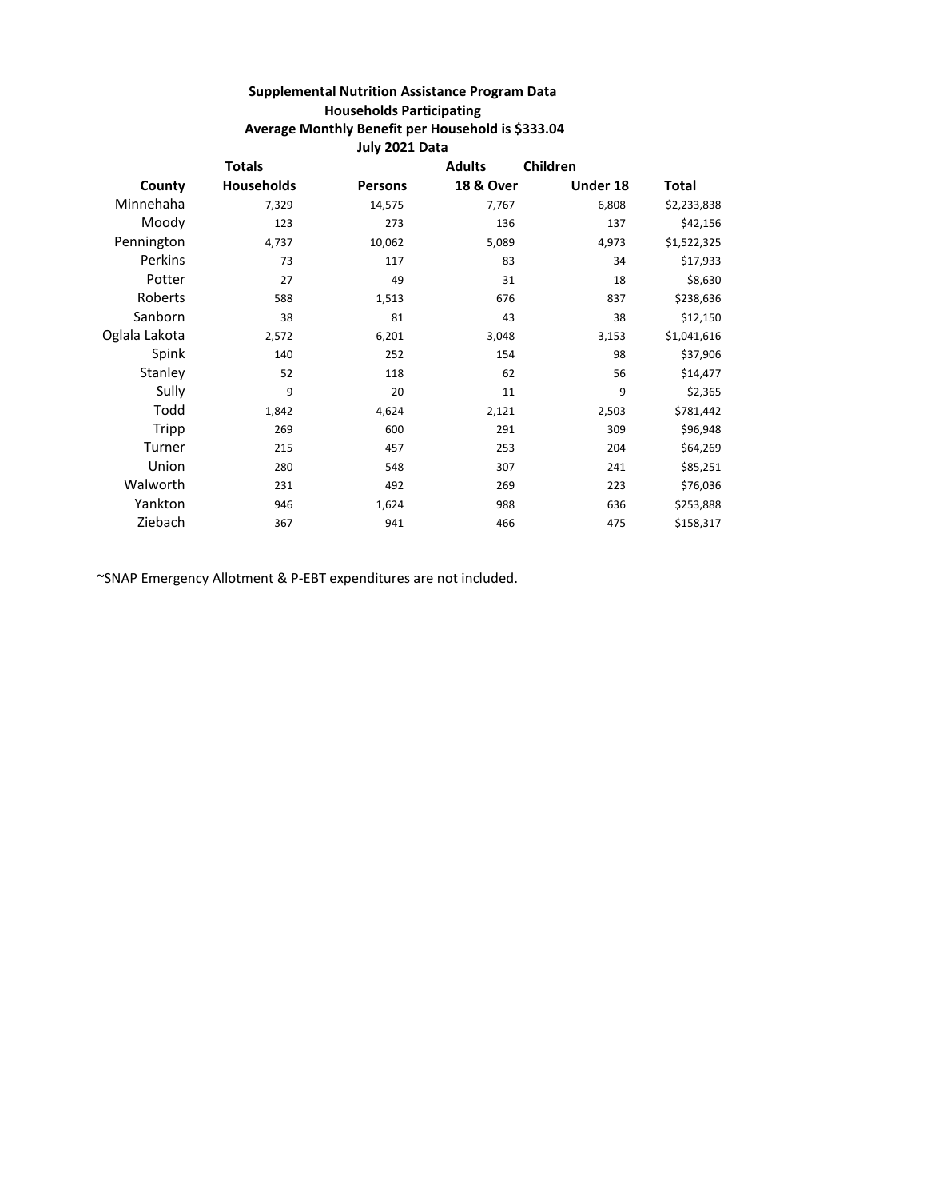**Supplemental Nutrition Assistance Program Data**
**Households Participating**
**Average Monthly Benefit per Household is $333.04**
**July 2021 Data**

| County | Totals Households | Persons | Adults 18 & Over | Children Under 18 | Total |
|---|---|---|---|---|---|
| Minnehaha | 7,329 | 14,575 | 7,767 | 6,808 | $2,233,838 |
| Moody | 123 | 273 | 136 | 137 | $42,156 |
| Pennington | 4,737 | 10,062 | 5,089 | 4,973 | $1,522,325 |
| Perkins | 73 | 117 | 83 | 34 | $17,933 |
| Potter | 27 | 49 | 31 | 18 | $8,630 |
| Roberts | 588 | 1,513 | 676 | 837 | $238,636 |
| Sanborn | 38 | 81 | 43 | 38 | $12,150 |
| Oglala Lakota | 2,572 | 6,201 | 3,048 | 3,153 | $1,041,616 |
| Spink | 140 | 252 | 154 | 98 | $37,906 |
| Stanley | 52 | 118 | 62 | 56 | $14,477 |
| Sully | 9 | 20 | 11 | 9 | $2,365 |
| Todd | 1,842 | 4,624 | 2,121 | 2,503 | $781,442 |
| Tripp | 269 | 600 | 291 | 309 | $96,948 |
| Turner | 215 | 457 | 253 | 204 | $64,269 |
| Union | 280 | 548 | 307 | 241 | $85,251 |
| Walworth | 231 | 492 | 269 | 223 | $76,036 |
| Yankton | 946 | 1,624 | 988 | 636 | $253,888 |
| Ziebach | 367 | 941 | 466 | 475 | $158,317 |

~SNAP Emergency Allotment & P-EBT expenditures are not included.